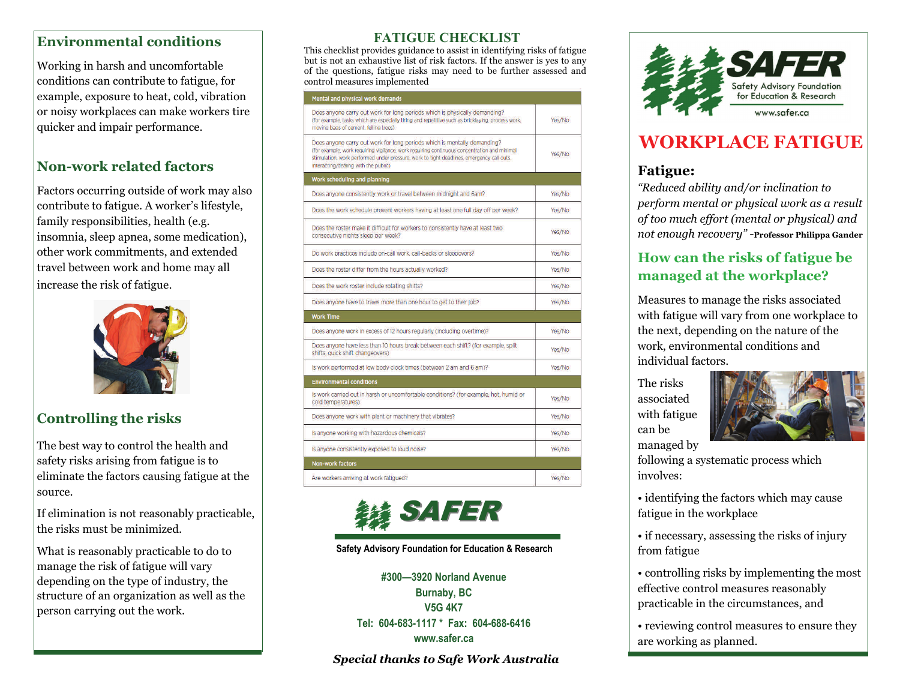## Environmental conditions

Working in harsh and uncomfortable conditions can contribute to fatigue, for example, exposure to heat, cold, vibration or noisy workplaces can make workers tire quicker and impair performance.

## Non-work related factors

Factors occurring outside of work may also contribute to fatigue. A worker's lifestyle, family responsibilities, health (e.g. insomnia, sleep apnea, some medication), other work commitments, and extended travel between work and home may all increase the risk of fatigue.

## Controlling the risks

The best way to control the health and safety risks arising from fatigue is to eliminate the factors causing fatigue at the source.

If elimination is not reasonably practicable, the risks must be minimized.

What is reasonably practicable to do to manage the risk of fatigue will vary depending on the type of industry, the structure of an organization as well as the person carrying out the work.

## FATIGUE CHECKLIST

This checklist provides guidance to assist in identifying risks of fatigue but is not an exhaustive list of risk factors. If the answer is yes to any of the questions, fatigue risks may need to be further assessed and control measures implemented

| Mental and physical work demands | |
|---|---|
| Does anyone carry out work for long periods which is physically demanding? (for example, tasks which are especially tiring and repetitive such as bricklaying, process work, moving bags of cement, felling trees) | Yes/No |
| Does anyone carry out work for long periods which is mentally demanding? (for example, work requiring vigilance, work requiring continuous concentration and minimal stimulation, work performed under pressure, work to tight deadlines, emergency call outs, interacting/dealing with the public) | Yes/No |
| **Work scheduling and planning** | |
| Does anyone consistently work or travel between midnight and 6am? | Yes/No |
| Does the work schedule prevent workers having at least one full day off per week? | Yes/No |
| Does the roster make it difficult for workers to consistently have at least two consecutive nights sleep per week? | Yes/No |
| Do work practices include on-call work, call-backs or sleepovers? | Yes/No |
| Does the roster differ from the hours actually worked? | Yes/No |
| Does the work roster include rotating shifts? | Yes/No |
| Does anyone have to travel more than one hour to get to their job? | Yes/No |
| **Work Time** | |
| Does anyone work in excess of 12 hours regularly (including overtime)? | Yes/No |
| Does anyone have less than 10 hours break between each shift? (for example, split shifts, quick shift changeovers) | Yes/No |
| Is work performed at low body clock times (between 2 am and 6 am)? | Yes/No |
| **Environmental conditions** | |
| Is work carried out in harsh or uncomfortable conditions? (for example, hot, humid or cold temperatures) | Yes/No |
| Does anyone work with plant or machinery that vibrates? | Yes/No |
| Is anyone working with hazardous chemicals? | Yes/No |
| Is anyone consistently exposed to loud noise? | Yes/No |
| **Non-work factors** | |
| Are workers arriving at work fatigued? | Yes/No |

**SAFER**

**Safety Advisory Foundation for Education & Research**

**#300—3920 Norland Avenue**
**Burnaby, BC**
**V5G 4K7**
**Tel: 604-683-1117 * Fax: 604-688-6416**
**www.safer.ca**

***Special thanks to Safe Work Australia***

**SAFER**
Safety Advisory Foundation for Education & Research
www.safer.ca

# WORKPLACE FATIGUE

### Fatigue:

*"Reduced ability and/or inclination to perform mental or physical work as a result of too much effort (mental or physical) and not enough recovery"* -**Professor Philippa Gander**

## How can the risks of fatigue be managed at the workplace?

Measures to manage the risks associated with fatigue will vary from one workplace to the next, depending on the nature of the work, environmental conditions and individual factors.

The risks associated with fatigue can be managed by following a systematic process which involves:

- identifying the factors which may cause fatigue in the workplace
- if necessary, assessing the risks of injury from fatigue
- controlling risks by implementing the most effective control measures reasonably practicable in the circumstances, and
- reviewing control measures to ensure they are working as planned.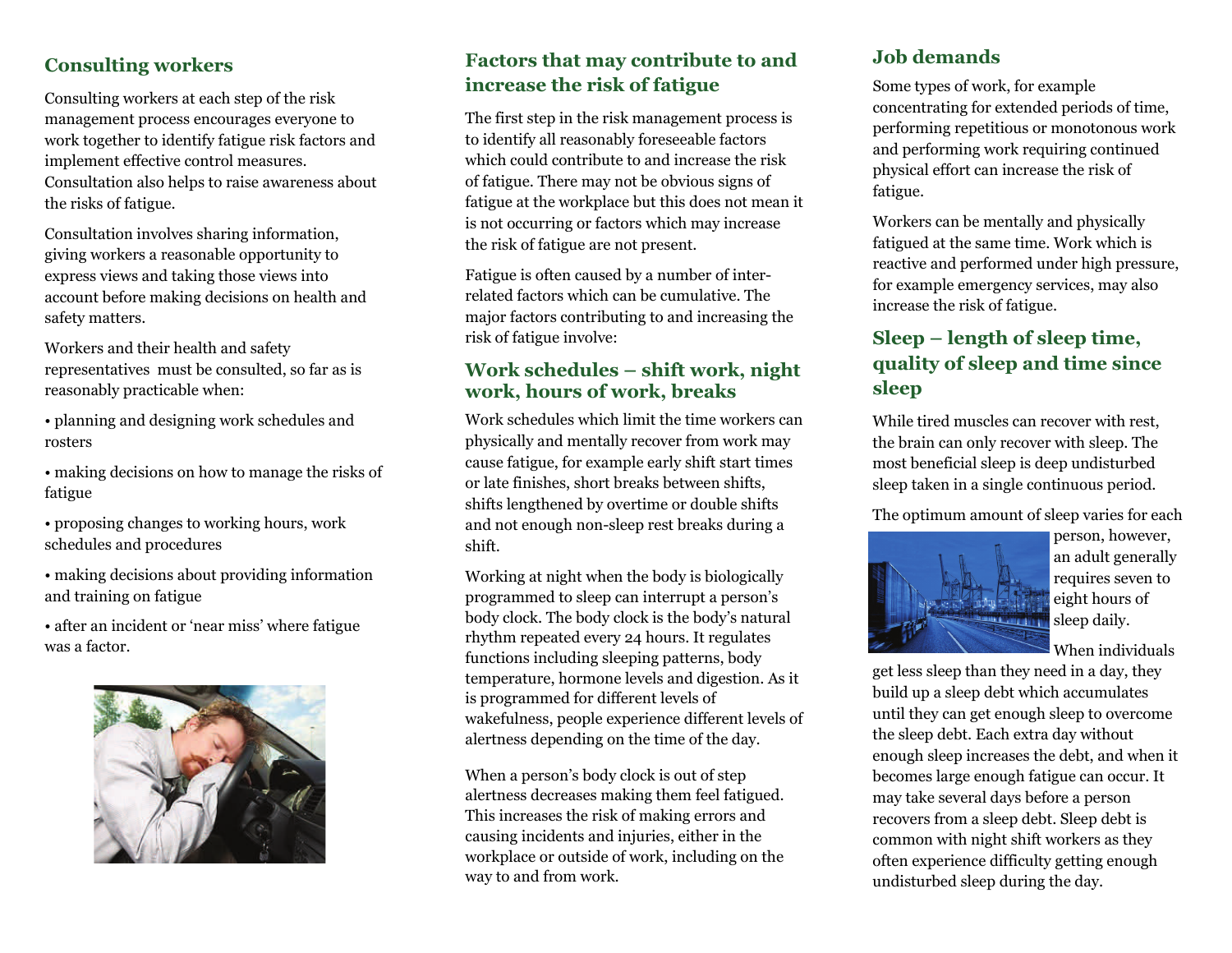## Consulting workers

Consulting workers at each step of the risk management process encourages everyone to work together to identify fatigue risk factors and implement effective control measures. Consultation also helps to raise awareness about the risks of fatigue.

Consultation involves sharing information, giving workers a reasonable opportunity to express views and taking those views into account before making decisions on health and safety matters.

Workers and their health and safety representatives must be consulted, so far as is reasonably practicable when:

- planning and designing work schedules and rosters
- making decisions on how to manage the risks of fatigue
- proposing changes to working hours, work schedules and procedures
- making decisions about providing information and training on fatigue
- after an incident or 'near miss' where fatigue was a factor.

## Factors that may contribute to and increase the risk of fatigue

The first step in the risk management process is to identify all reasonably foreseeable factors which could contribute to and increase the risk of fatigue. There may not be obvious signs of fatigue at the workplace but this does not mean it is not occurring or factors which may increase the risk of fatigue are not present.

Fatigue is often caused by a number of inter-related factors which can be cumulative. The major factors contributing to and increasing the risk of fatigue involve:

### Work schedules – shift work, night work, hours of work, breaks

Work schedules which limit the time workers can physically and mentally recover from work may cause fatigue, for example early shift start times or late finishes, short breaks between shifts, shifts lengthened by overtime or double shifts and not enough non-sleep rest breaks during a shift.

Working at night when the body is biologically programmed to sleep can interrupt a person's body clock. The body clock is the body's natural rhythm repeated every 24 hours. It regulates functions including sleeping patterns, body temperature, hormone levels and digestion. As it is programmed for different levels of wakefulness, people experience different levels of alertness depending on the time of the day.

When a person's body clock is out of step alertness decreases making them feel fatigued. This increases the risk of making errors and causing incidents and injuries, either in the workplace or outside of work, including on the way to and from work.

### Job demands

Some types of work, for example concentrating for extended periods of time, performing repetitious or monotonous work and performing work requiring continued physical effort can increase the risk of fatigue.

Workers can be mentally and physically fatigued at the same time. Work which is reactive and performed under high pressure, for example emergency services, may also increase the risk of fatigue.

### Sleep – length of sleep time, quality of sleep and time since sleep

While tired muscles can recover with rest, the brain can only recover with sleep. The most beneficial sleep is deep undisturbed sleep taken in a single continuous period.

The optimum amount of sleep varies for each person, however, an adult generally requires seven to eight hours of sleep daily.

When individuals get less sleep than they need in a day, they build up a sleep debt which accumulates until they can get enough sleep to overcome the sleep debt. Each extra day without enough sleep increases the debt, and when it becomes large enough fatigue can occur. It may take several days before a person recovers from a sleep debt. Sleep debt is common with night shift workers as they often experience difficulty getting enough undisturbed sleep during the day.